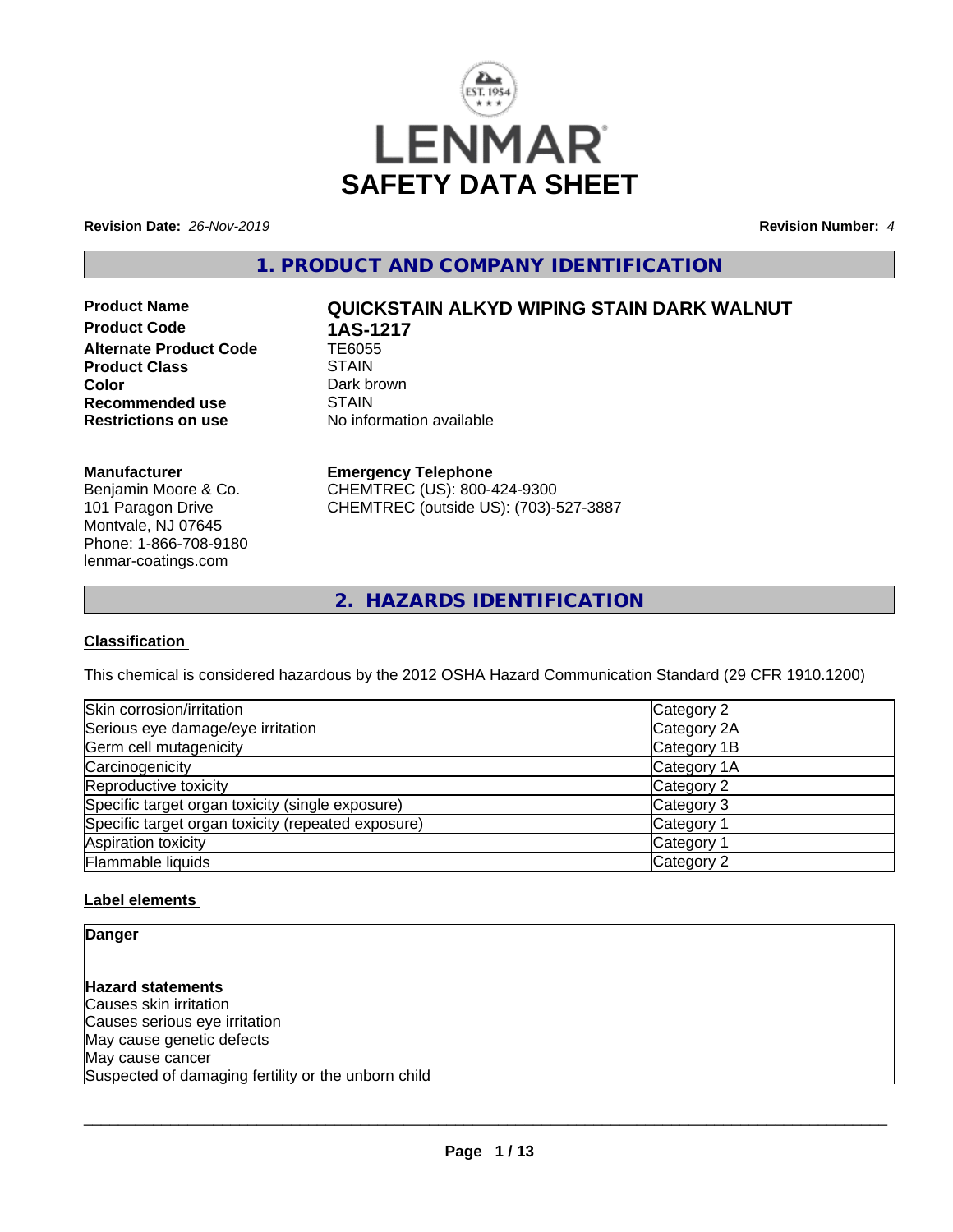# SAFETY DATA SHEET

**Revision Date:** *26-Nov-2019* **Revision Number:** *4*

## 1. PRODUCT AND COMPANY IDENTIFICATION

| | |
|---|---|
| **Product Name** | **QUICKSTAIN ALKYD WIPING STAIN DARK WALNUT** |
| **Product Code** | **1AS-1217** |
| **Alternate Product Code** | TE6055 |
| **Product Class** | STAIN |
| **Color** | Dark brown |
| **Recommended use** | STAIN |
| **Restrictions on use** | No information available |

**Manufacturer**
Benjamin Moore & Co.
101 Paragon Drive
Montvale, NJ 07645
Phone: 1-866-708-9180
lenmar-coatings.com

**Emergency Telephone**
CHEMTREC (US): 800-424-9300
CHEMTREC (outside US): (703)-527-3887

## 2. HAZARDS IDENTIFICATION

### Classification

This chemical is considered hazardous by the 2012 OSHA Hazard Communication Standard (29 CFR 1910.1200)

| | |
|---|---|
| Skin corrosion/irritation | Category 2 |
| Serious eye damage/eye irritation | Category 2A |
| Germ cell mutagenicity | Category 1B |
| Carcinogenicity | Category 1A |
| Reproductive toxicity | Category 2 |
| Specific target organ toxicity (single exposure) | Category 3 |
| Specific target organ toxicity (repeated exposure) | Category 1 |
| Aspiration toxicity | Category 1 |
| Flammable liquids | Category 2 |

### Label elements

**Danger**

**Hazard statements**
Causes skin irritation
Causes serious eye irritation
May cause genetic defects
May cause cancer
Suspected of damaging fertility or the unborn child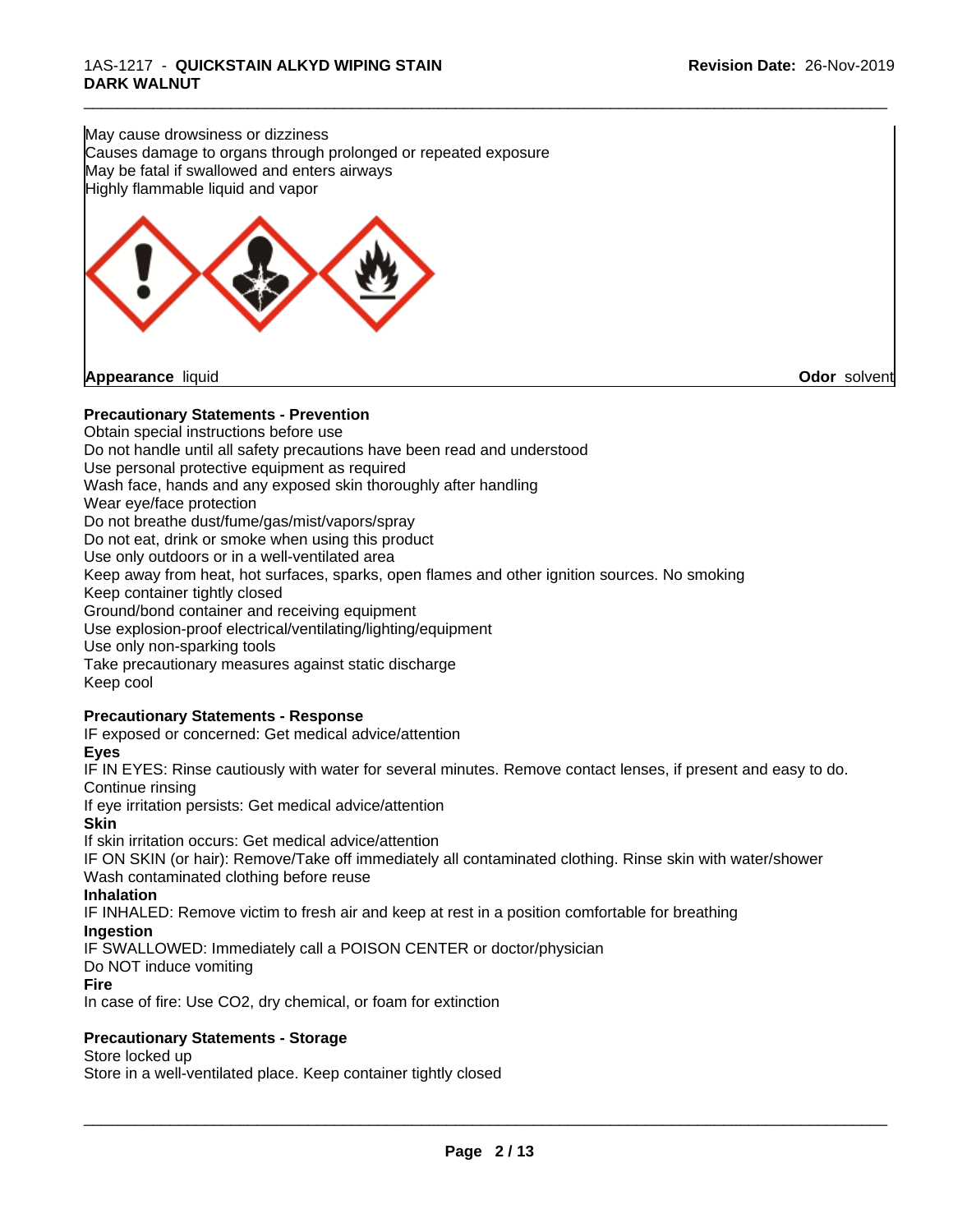May cause drowsiness or dizziness
Causes damage to organs through prolonged or repeated exposure
May be fatal if swallowed and enters airways
Highly flammable liquid and vapor

**Appearance** liquid **Odor** solvent

**Precautionary Statements - Prevention**

Obtain special instructions before use
Do not handle until all safety precautions have been read and understood
Use personal protective equipment as required
Wash face, hands and any exposed skin thoroughly after handling
Wear eye/face protection
Do not breathe dust/fume/gas/mist/vapors/spray
Do not eat, drink or smoke when using this product
Use only outdoors or in a well-ventilated area
Keep away from heat, hot surfaces, sparks, open flames and other ignition sources. No smoking
Keep container tightly closed
Ground/bond container and receiving equipment
Use explosion-proof electrical/ventilating/lighting/equipment
Use only non-sparking tools
Take precautionary measures against static discharge
Keep cool

**Precautionary Statements - Response**

IF exposed or concerned: Get medical advice/attention

**Eyes**

IF IN EYES: Rinse cautiously with water for several minutes. Remove contact lenses, if present and easy to do. Continue rinsing
If eye irritation persists: Get medical advice/attention

**Skin**

If skin irritation occurs: Get medical advice/attention
IF ON SKIN (or hair): Remove/Take off immediately all contaminated clothing. Rinse skin with water/shower
Wash contaminated clothing before reuse

**Inhalation**

IF INHALED: Remove victim to fresh air and keep at rest in a position comfortable for breathing

**Ingestion**

IF SWALLOWED: Immediately call a POISON CENTER or doctor/physician
Do NOT induce vomiting

**Fire**

In case of fire: Use CO2, dry chemical, or foam for extinction

**Precautionary Statements - Storage**

Store locked up
Store in a well-ventilated place. Keep container tightly closed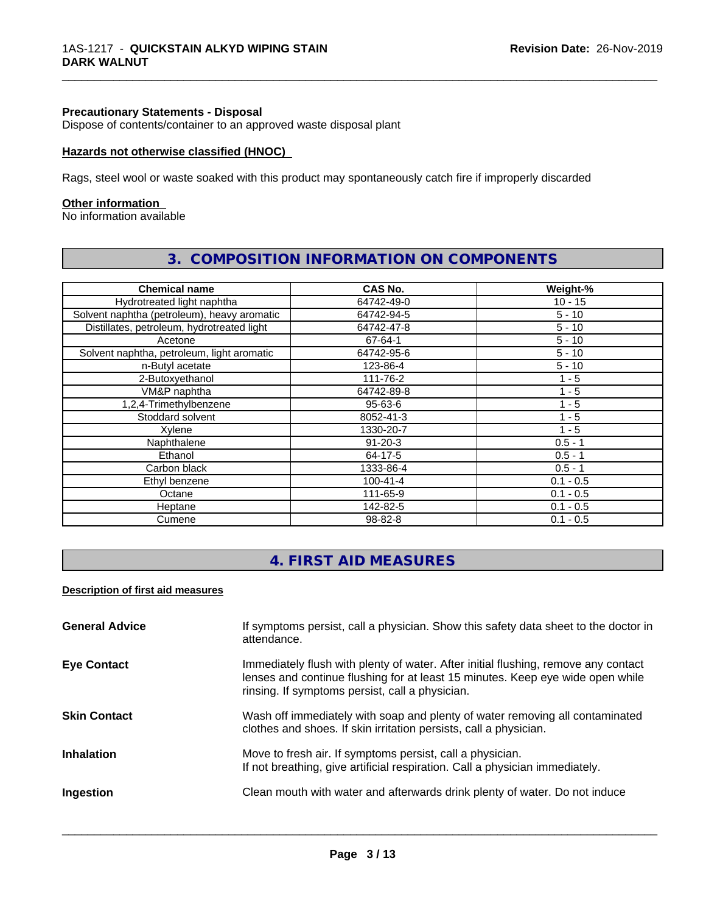**Precautionary Statements - Disposal**
Dispose of contents/container to an approved waste disposal plant

**Hazards not otherwise classified (HNOC)**

Rags, steel wool or waste soaked with this product may spontaneously catch fire if improperly discarded

**Other information**
No information available

## 3. COMPOSITION INFORMATION ON COMPONENTS

| Chemical name | CAS No. | Weight-% |
|---|---|---|
| Hydrotreated light naphtha | 64742-49-0 | 10 - 15 |
| Solvent naphtha (petroleum), heavy aromatic | 64742-94-5 | 5 - 10 |
| Distillates, petroleum, hydrotreated light | 64742-47-8 | 5 - 10 |
| Acetone | 67-64-1 | 5 - 10 |
| Solvent naphtha, petroleum, light aromatic | 64742-95-6 | 5 - 10 |
| n-Butyl acetate | 123-86-4 | 5 - 10 |
| 2-Butoxyethanol | 111-76-2 | 1 - 5 |
| VM&P naphtha | 64742-89-8 | 1 - 5 |
| 1,2,4-Trimethylbenzene | 95-63-6 | 1 - 5 |
| Stoddard solvent | 8052-41-3 | 1 - 5 |
| Xylene | 1330-20-7 | 1 - 5 |
| Naphthalene | 91-20-3 | 0.5 - 1 |
| Ethanol | 64-17-5 | 0.5 - 1 |
| Carbon black | 1333-86-4 | 0.5 - 1 |
| Ethyl benzene | 100-41-4 | 0.1 - 0.5 |
| Octane | 111-65-9 | 0.1 - 0.5 |
| Heptane | 142-82-5 | 0.1 - 0.5 |
| Cumene | 98-82-8 | 0.1 - 0.5 |

## 4. FIRST AID MEASURES

**Description of first aid measures**

**General Advice**
If symptoms persist, call a physician. Show this safety data sheet to the doctor in attendance.

**Eye Contact**
Immediately flush with plenty of water. After initial flushing, remove any contact lenses and continue flushing for at least 15 minutes. Keep eye wide open while rinsing. If symptoms persist, call a physician.

**Skin Contact**
Wash off immediately with soap and plenty of water removing all contaminated clothes and shoes. If skin irritation persists, call a physician.

**Inhalation**
Move to fresh air. If symptoms persist, call a physician.
If not breathing, give artificial respiration. Call a physician immediately.

**Ingestion**
Clean mouth with water and afterwards drink plenty of water. Do not induce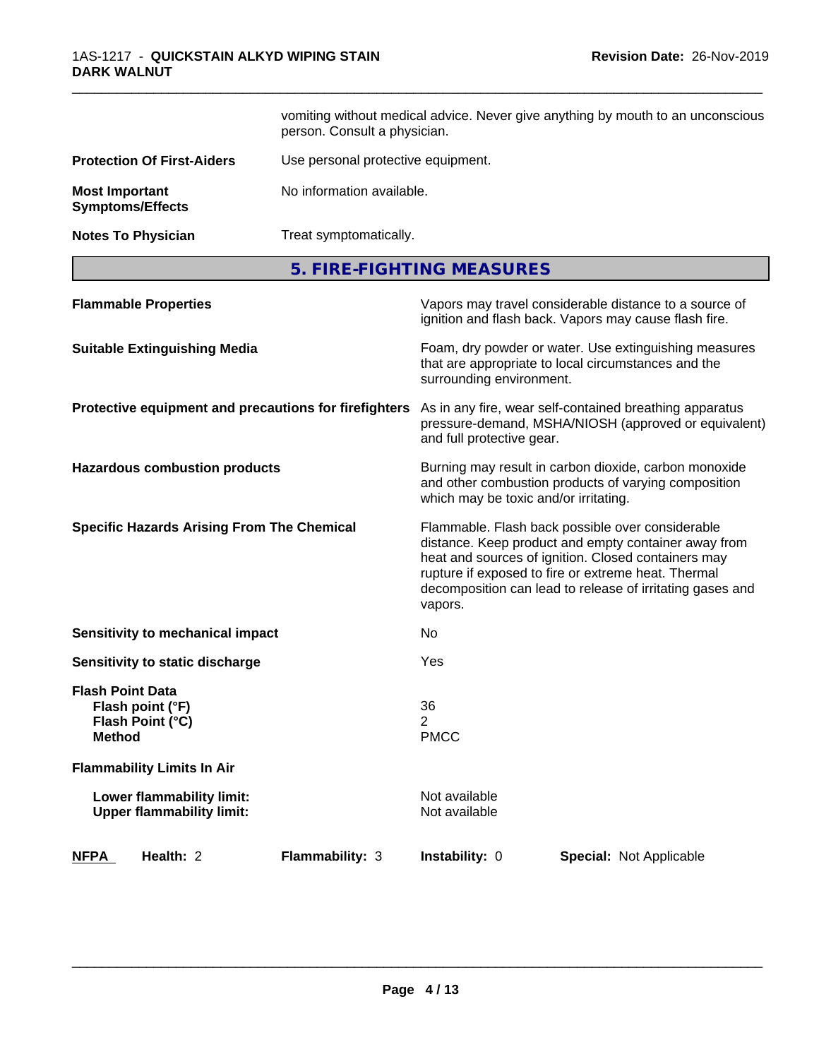vomiting without medical advice. Never give anything by mouth to an unconscious person. Consult a physician.

| | |
|---|---|
| **Protection Of First-Aiders** | Use personal protective equipment. |
| **Most Important Symptoms/Effects** | No information available. |
| **Notes To Physician** | Treat symptomatically. |

## 5. FIRE-FIGHTING MEASURES

| | |
|---|---|
| **Flammable Properties** | Vapors may travel considerable distance to a source of ignition and flash back. Vapors may cause flash fire. |
| **Suitable Extinguishing Media** | Foam, dry powder or water. Use extinguishing measures that are appropriate to local circumstances and the surrounding environment. |
| **Protective equipment and precautions for firefighters** | As in any fire, wear self-contained breathing apparatus pressure-demand, MSHA/NIOSH (approved or equivalent) and full protective gear. |
| **Hazardous combustion products** | Burning may result in carbon dioxide, carbon monoxide and other combustion products of varying composition which may be toxic and/or irritating. |
| **Specific Hazards Arising From The Chemical** | Flammable. Flash back possible over considerable distance. Keep product and empty container away from heat and sources of ignition. Closed containers may rupture if exposed to fire or extreme heat. Thermal decomposition can lead to release of irritating gases and vapors. |
| **Sensitivity to mechanical impact** | No |
| **Sensitivity to static discharge** | Yes |

**Flash Point Data**

| | |
|---|---|
| **Flash point (°F)** | 36 |
| **Flash Point (°C)** | 2 |
| **Method** | PMCC |

**Flammability Limits In Air**

| | |
|---|---|
| **Lower flammability limit:** | Not available |
| **Upper flammability limit:** | Not available |

| NFPA | Health: 2 | Flammability: 3 | Instability: 0 | Special: Not Applicable |
|---|---|---|---|---|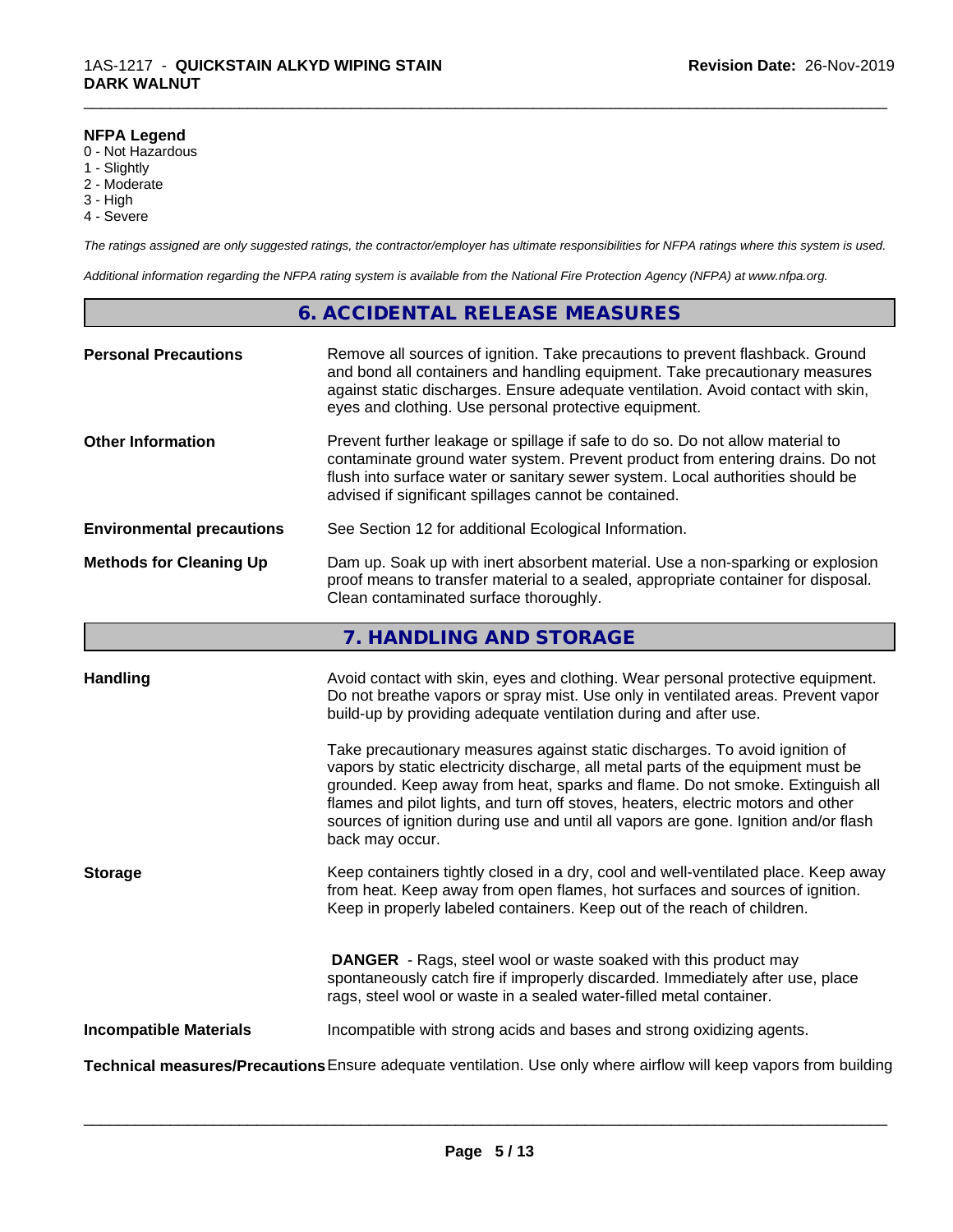**NFPA Legend**
0 - Not Hazardous
1 - Slightly
2 - Moderate
3 - High
4 - Severe

*The ratings assigned are only suggested ratings, the contractor/employer has ultimate responsibilities for NFPA ratings where this system is used.*

*Additional information regarding the NFPA rating system is available from the National Fire Protection Agency (NFPA) at www.nfpa.org.*

## 6. ACCIDENTAL RELEASE MEASURES

**Personal Precautions** Remove all sources of ignition. Take precautions to prevent flashback. Ground and bond all containers and handling equipment. Take precautionary measures against static discharges. Ensure adequate ventilation. Avoid contact with skin, eyes and clothing. Use personal protective equipment.

**Other Information** Prevent further leakage or spillage if safe to do so. Do not allow material to contaminate ground water system. Prevent product from entering drains. Do not flush into surface water or sanitary sewer system. Local authorities should be advised if significant spillages cannot be contained.

**Environmental precautions** See Section 12 for additional Ecological Information.

**Methods for Cleaning Up** Dam up. Soak up with inert absorbent material. Use a non-sparking or explosion proof means to transfer material to a sealed, appropriate container for disposal. Clean contaminated surface thoroughly.

## 7. HANDLING AND STORAGE

**Handling** Avoid contact with skin, eyes and clothing. Wear personal protective equipment. Do not breathe vapors or spray mist. Use only in ventilated areas. Prevent vapor build-up by providing adequate ventilation during and after use.

Take precautionary measures against static discharges. To avoid ignition of vapors by static electricity discharge, all metal parts of the equipment must be grounded. Keep away from heat, sparks and flame. Do not smoke. Extinguish all flames and pilot lights, and turn off stoves, heaters, electric motors and other sources of ignition during use and until all vapors are gone. Ignition and/or flash back may occur.

**Storage** Keep containers tightly closed in a dry, cool and well-ventilated place. Keep away from heat. Keep away from open flames, hot surfaces and sources of ignition. Keep in properly labeled containers. Keep out of the reach of children.

**DANGER** - Rags, steel wool or waste soaked with this product may spontaneously catch fire if improperly discarded. Immediately after use, place rags, steel wool or waste in a sealed water-filled metal container.

**Incompatible Materials** Incompatible with strong acids and bases and strong oxidizing agents.

**Technical measures/Precautions** Ensure adequate ventilation. Use only where airflow will keep vapors from building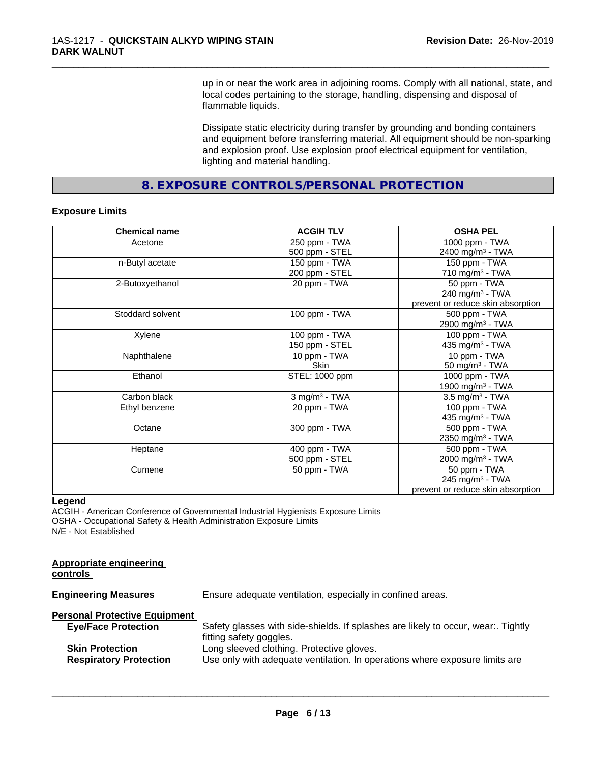up in or near the work area in adjoining rooms. Comply with all national, state, and local codes pertaining to the storage, handling, dispensing and disposal of flammable liquids.

Dissipate static electricity during transfer by grounding and bonding containers and equipment before transferring material. All equipment should be non-sparking and explosion proof. Use explosion proof electrical equipment for ventilation, lighting and material handling.

## 8. EXPOSURE CONTROLS/PERSONAL PROTECTION

**Exposure Limits**

| Chemical name | ACGIH TLV | OSHA PEL |
|---|---|---|
| Acetone | 250 ppm - TWA<br>500 ppm - STEL | 1000 ppm - TWA<br>2400 mg/m³ - TWA |
| n-Butyl acetate | 150 ppm - TWA<br>200 ppm - STEL | 150 ppm - TWA<br>710 mg/m³ - TWA |
| 2-Butoxyethanol | 20 ppm - TWA | 50 ppm - TWA<br>240 mg/m³ - TWA<br>prevent or reduce skin absorption |
| Stoddard solvent | 100 ppm - TWA | 500 ppm - TWA<br>2900 mg/m³ - TWA |
| Xylene | 100 ppm - TWA<br>150 ppm - STEL | 100 ppm - TWA<br>435 mg/m³ - TWA |
| Naphthalene | 10 ppm - TWA<br>Skin | 10 ppm - TWA<br>50 mg/m³ - TWA |
| Ethanol | STEL: 1000 ppm | 1000 ppm - TWA<br>1900 mg/m³ - TWA |
| Carbon black | 3 mg/m³ - TWA | 3.5 mg/m³ - TWA |
| Ethyl benzene | 20 ppm - TWA | 100 ppm - TWA<br>435 mg/m³ - TWA |
| Octane | 300 ppm - TWA | 500 ppm - TWA<br>2350 mg/m³ - TWA |
| Heptane | 400 ppm - TWA<br>500 ppm - STEL | 500 ppm - TWA<br>2000 mg/m³ - TWA |
| Cumene | 50 ppm - TWA | 50 ppm - TWA<br>245 mg/m³ - TWA<br>prevent or reduce skin absorption |

**Legend**

ACGIH - American Conference of Governmental Industrial Hygienists Exposure Limits
OSHA - Occupational Safety & Health Administration Exposure Limits
N/E - Not Established

**Appropriate engineering controls**

**Engineering Measures** Ensure adequate ventilation, especially in confined areas.

**Personal Protective Equipment**

**Eye/Face Protection** Safety glasses with side-shields. If splashes are likely to occur, wear:. Tightly fitting safety goggles.

**Skin Protection** Long sleeved clothing. Protective gloves.

**Respiratory Protection** Use only with adequate ventilation. In operations where exposure limits are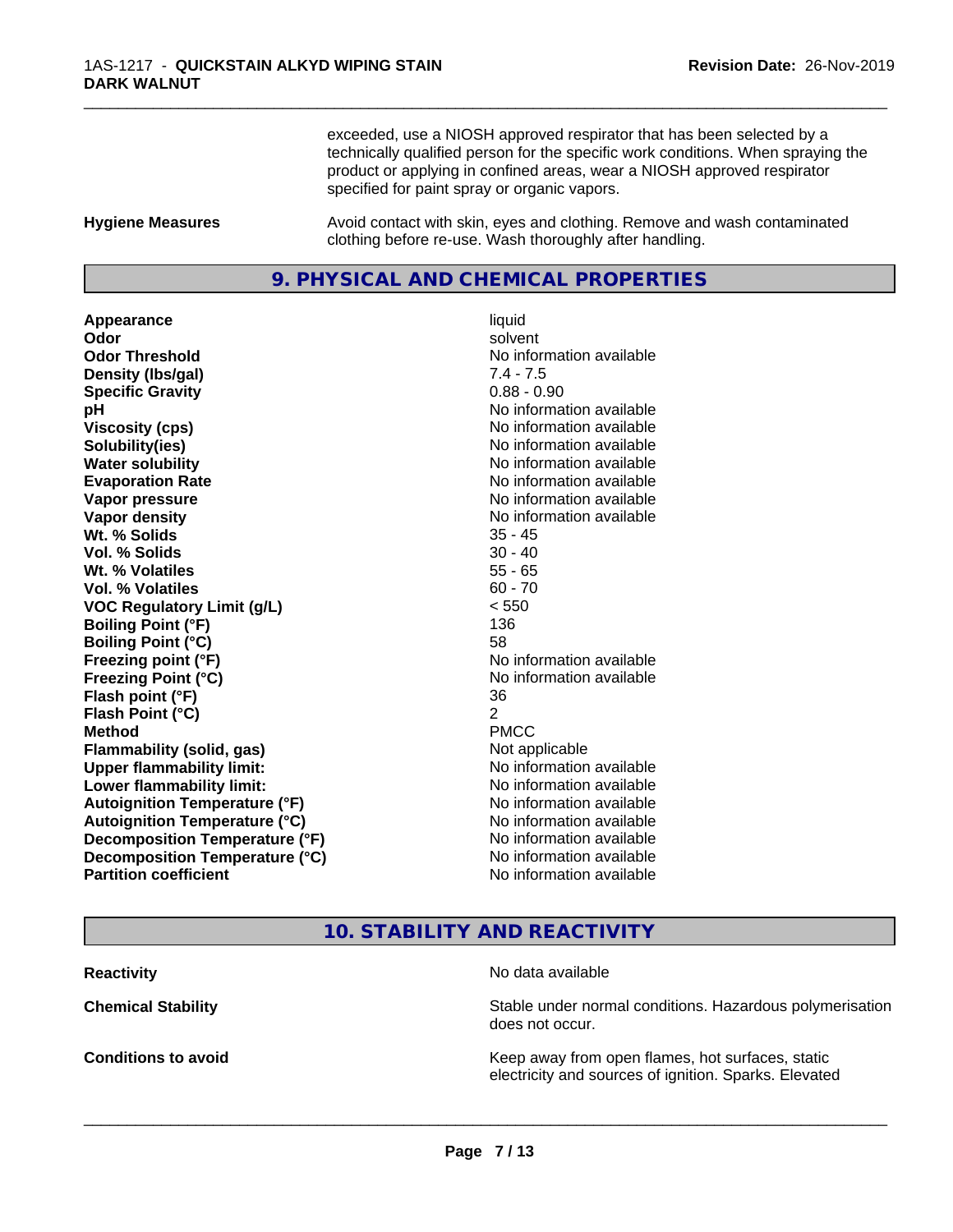exceeded, use a NIOSH approved respirator that has been selected by a technically qualified person for the specific work conditions. When spraying the product or applying in confined areas, wear a NIOSH approved respirator specified for paint spray or organic vapors.

| | |
|---|---|
| **Hygiene Measures** | Avoid contact with skin, eyes and clothing. Remove and wash contaminated clothing before re-use. Wash thoroughly after handling. |

## 9. PHYSICAL AND CHEMICAL PROPERTIES

| | |
|---|---|
| **Appearance** | liquid |
| **Odor** | solvent |
| **Odor Threshold** | No information available |
| **Density (lbs/gal)** | 7.4 - 7.5 |
| **Specific Gravity** | 0.88 - 0.90 |
| **pH** | No information available |
| **Viscosity (cps)** | No information available |
| **Solubility(ies)** | No information available |
| **Water solubility** | No information available |
| **Evaporation Rate** | No information available |
| **Vapor pressure** | No information available |
| **Vapor density** | No information available |
| **Wt. % Solids** | 35 - 45 |
| **Vol. % Solids** | 30 - 40 |
| **Wt. % Volatiles** | 55 - 65 |
| **Vol. % Volatiles** | 60 - 70 |
| **VOC Regulatory Limit (g/L)** | < 550 |
| **Boiling Point (°F)** | 136 |
| **Boiling Point (°C)** | 58 |
| **Freezing point (°F)** | No information available |
| **Freezing Point (°C)** | No information available |
| **Flash point (°F)** | 36 |
| **Flash Point (°C)** | 2 |
| **Method** | PMCC |
| **Flammability (solid, gas)** | Not applicable |
| **Upper flammability limit:** | No information available |
| **Lower flammability limit:** | No information available |
| **Autoignition Temperature (°F)** | No information available |
| **Autoignition Temperature (°C)** | No information available |
| **Decomposition Temperature (°F)** | No information available |
| **Decomposition Temperature (°C)** | No information available |
| **Partition coefficient** | No information available |

## 10. STABILITY AND REACTIVITY

| | |
|---|---|
| **Reactivity** | No data available |
| **Chemical Stability** | Stable under normal conditions. Hazardous polymerisation does not occur. |
| **Conditions to avoid** | Keep away from open flames, hot surfaces, static electricity and sources of ignition. Sparks. Elevated |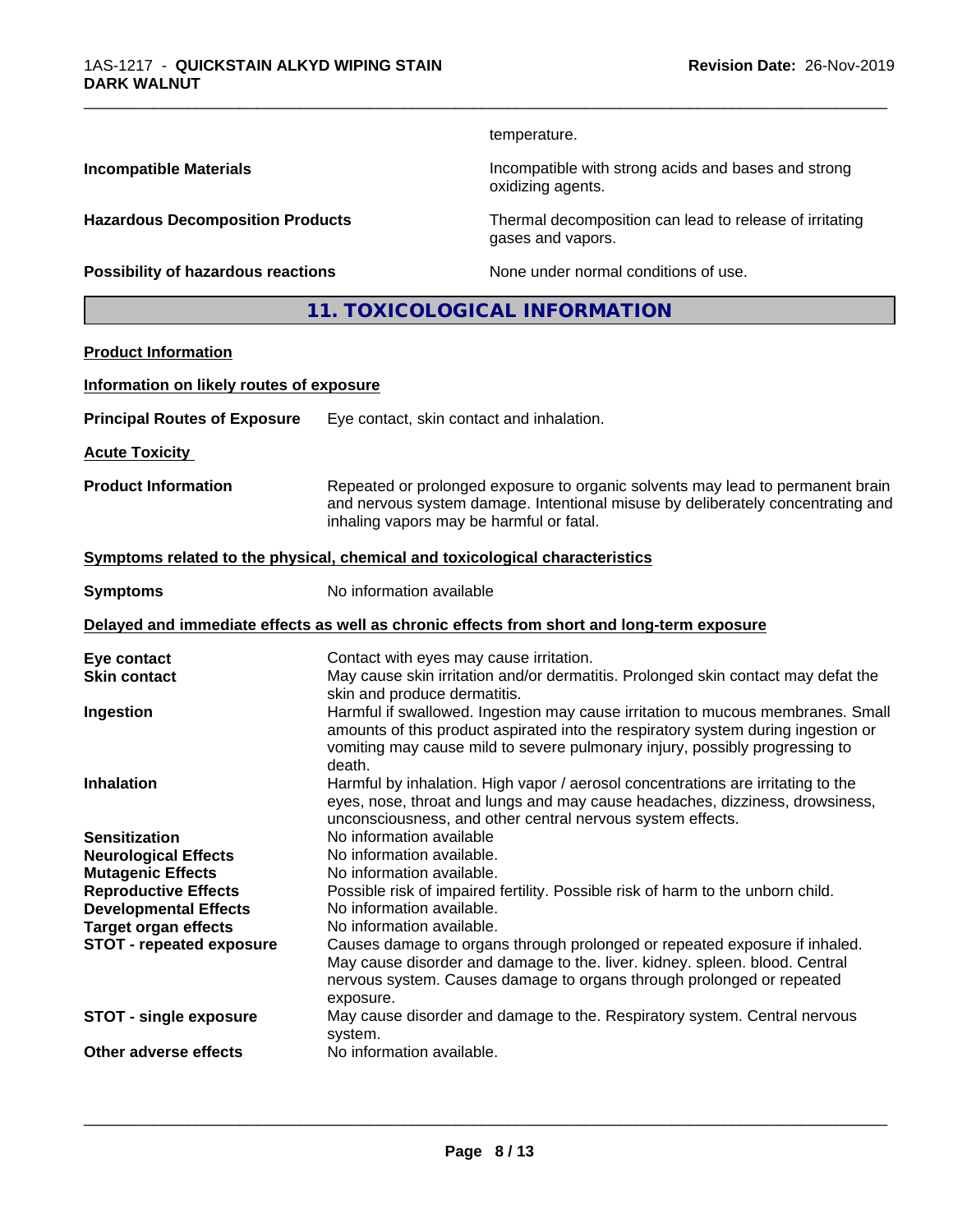temperature.

**Incompatible Materials** Incompatible with strong acids and bases and strong oxidizing agents.

**Hazardous Decomposition Products** Thermal decomposition can lead to release of irritating gases and vapors.

**Possibility of hazardous reactions** None under normal conditions of use.

## 11. TOXICOLOGICAL INFORMATION

**Product Information**

**Information on likely routes of exposure**

**Principal Routes of Exposure** Eye contact, skin contact and inhalation.

**Acute Toxicity**

**Product Information** Repeated or prolonged exposure to organic solvents may lead to permanent brain and nervous system damage. Intentional misuse by deliberately concentrating and inhaling vapors may be harmful or fatal.

**Symptoms related to the physical, chemical and toxicological characteristics**

**Symptoms** No information available

**Delayed and immediate effects as well as chronic effects from short and long-term exposure**

**Eye contact** Contact with eyes may cause irritation.

**Skin contact** May cause skin irritation and/or dermatitis. Prolonged skin contact may defat the skin and produce dermatitis.

**Ingestion** Harmful if swallowed. Ingestion may cause irritation to mucous membranes. Small amounts of this product aspirated into the respiratory system during ingestion or vomiting may cause mild to severe pulmonary injury, possibly progressing to death.

**Inhalation** Harmful by inhalation. High vapor / aerosol concentrations are irritating to the eyes, nose, throat and lungs and may cause headaches, dizziness, drowsiness, unconsciousness, and other central nervous system effects.

**Sensitization** No information available

**Neurological Effects** No information available.

**Mutagenic Effects** No information available.

**Reproductive Effects** Possible risk of impaired fertility. Possible risk of harm to the unborn child.

**Developmental Effects** No information available.

**Target organ effects** No information available.

**STOT - repeated exposure** Causes damage to organs through prolonged or repeated exposure if inhaled. May cause disorder and damage to the. liver. kidney. spleen. blood. Central nervous system. Causes damage to organs through prolonged or repeated exposure.

**STOT - single exposure** May cause disorder and damage to the. Respiratory system. Central nervous system.

**Other adverse effects** No information available.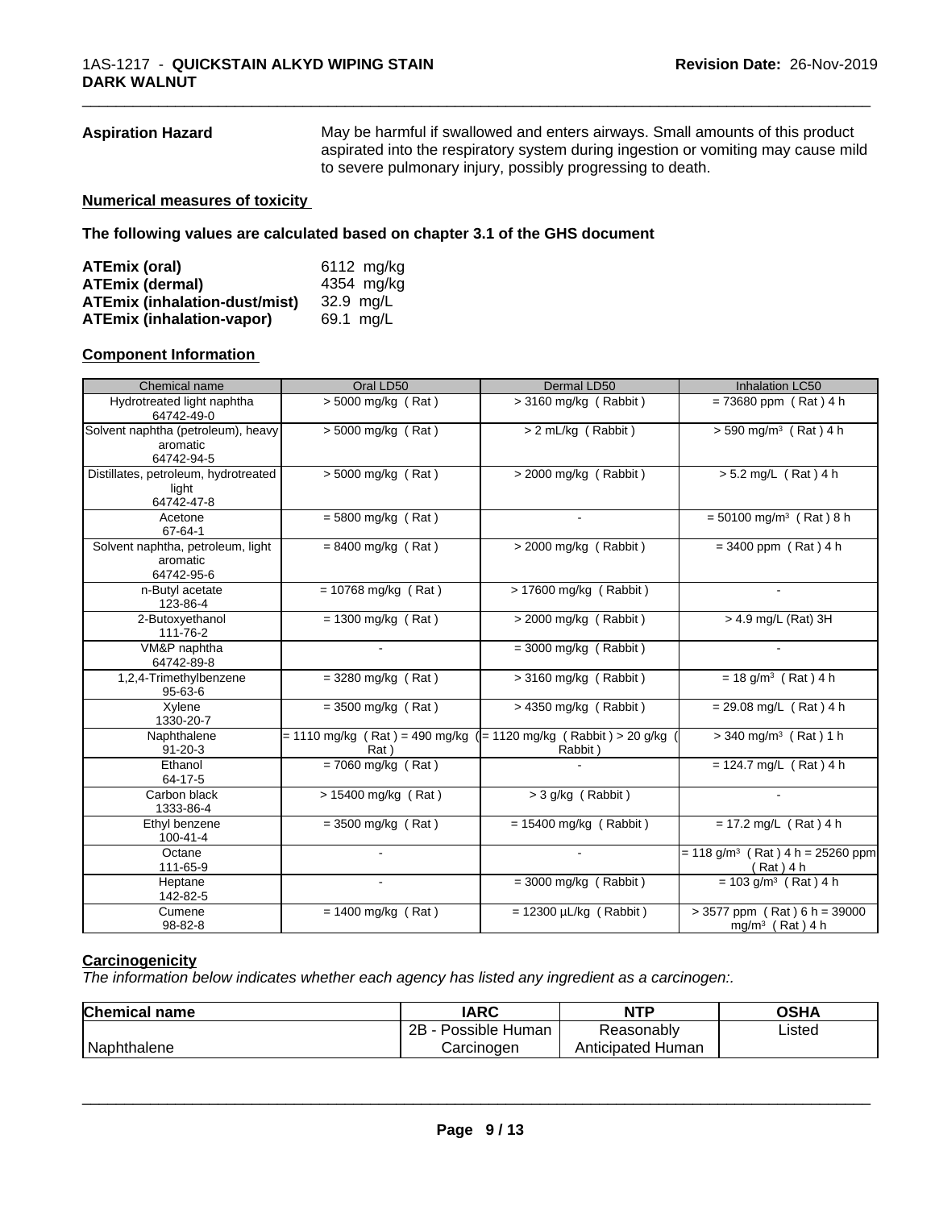**Aspiration Hazard**

May be harmful if swallowed and enters airways. Small amounts of this product aspirated into the respiratory system during ingestion or vomiting may cause mild to severe pulmonary injury, possibly progressing to death.

## Numerical measures of toxicity

**The following values are calculated based on chapter 3.1 of the GHS document**

| | |
|---|---|
| **ATEmix (oral)** | 6112 mg/kg |
| **ATEmix (dermal)** | 4354 mg/kg |
| **ATEmix (inhalation-dust/mist)** | 32.9 mg/L |
| **ATEmix (inhalation-vapor)** | 69.1 mg/L |

## Component Information

| Chemical name | Oral LD50 | Dermal LD50 | Inhalation LC50 |
|---|---|---|---|
| Hydrotreated light naphtha 64742-49-0 | > 5000 mg/kg ( Rat ) | > 3160 mg/kg ( Rabbit ) | = 73680 ppm ( Rat ) 4 h |
| Solvent naphtha (petroleum), heavy aromatic 64742-94-5 | > 5000 mg/kg ( Rat ) | > 2 mL/kg ( Rabbit ) | > 590 mg/m³ ( Rat ) 4 h |
| Distillates, petroleum, hydrotreated light 64742-47-8 | > 5000 mg/kg ( Rat ) | > 2000 mg/kg ( Rabbit ) | > 5.2 mg/L ( Rat ) 4 h |
| Acetone 67-64-1 | = 5800 mg/kg ( Rat ) | - | = 50100 mg/m³ ( Rat ) 8 h |
| Solvent naphtha, petroleum, light aromatic 64742-95-6 | = 8400 mg/kg ( Rat ) | > 2000 mg/kg ( Rabbit ) | = 3400 ppm ( Rat ) 4 h |
| n-Butyl acetate 123-86-4 | = 10768 mg/kg ( Rat ) | > 17600 mg/kg ( Rabbit ) | - |
| 2-Butoxyethanol 111-76-2 | = 1300 mg/kg ( Rat ) | > 2000 mg/kg ( Rabbit ) | > 4.9 mg/L (Rat) 3H |
| VM&P naphtha 64742-89-8 | - | = 3000 mg/kg ( Rabbit ) | - |
| 1,2,4-Trimethylbenzene 95-63-6 | = 3280 mg/kg ( Rat ) | > 3160 mg/kg ( Rabbit ) | = 18 g/m³ ( Rat ) 4 h |
| Xylene 1330-20-7 | = 3500 mg/kg ( Rat ) | > 4350 mg/kg ( Rabbit ) | = 29.08 mg/L ( Rat ) 4 h |
| Naphthalene 91-20-3 | = 1110 mg/kg ( Rat ) = 490 mg/kg ( Rat ) | = 1120 mg/kg ( Rabbit ) > 20 g/kg ( Rabbit ) | > 340 mg/m³ ( Rat ) 1 h |
| Ethanol 64-17-5 | = 7060 mg/kg ( Rat ) | - | = 124.7 mg/L ( Rat ) 4 h |
| Carbon black 1333-86-4 | > 15400 mg/kg ( Rat ) | > 3 g/kg ( Rabbit ) | - |
| Ethyl benzene 100-41-4 | = 3500 mg/kg ( Rat ) | = 15400 mg/kg ( Rabbit ) | = 17.2 mg/L ( Rat ) 4 h |
| Octane 111-65-9 | - | - | = 118 g/m³ ( Rat ) 4 h = 25260 ppm ( Rat ) 4 h |
| Heptane 142-82-5 | - | = 3000 mg/kg ( Rabbit ) | = 103 g/m³ ( Rat ) 4 h |
| Cumene 98-82-8 | = 1400 mg/kg ( Rat ) | = 12300 µL/kg ( Rabbit ) | > 3577 ppm ( Rat ) 6 h = 39000 mg/m³ ( Rat ) 4 h |

## Carcinogenicity

*The information below indicates whether each agency has listed any ingredient as a carcinogen:.*

| Chemical name | IARC | NTP | OSHA |
|---|---|---|---|
| Naphthalene | 2B - Possible Human Carcinogen | Reasonably Anticipated Human | Listed |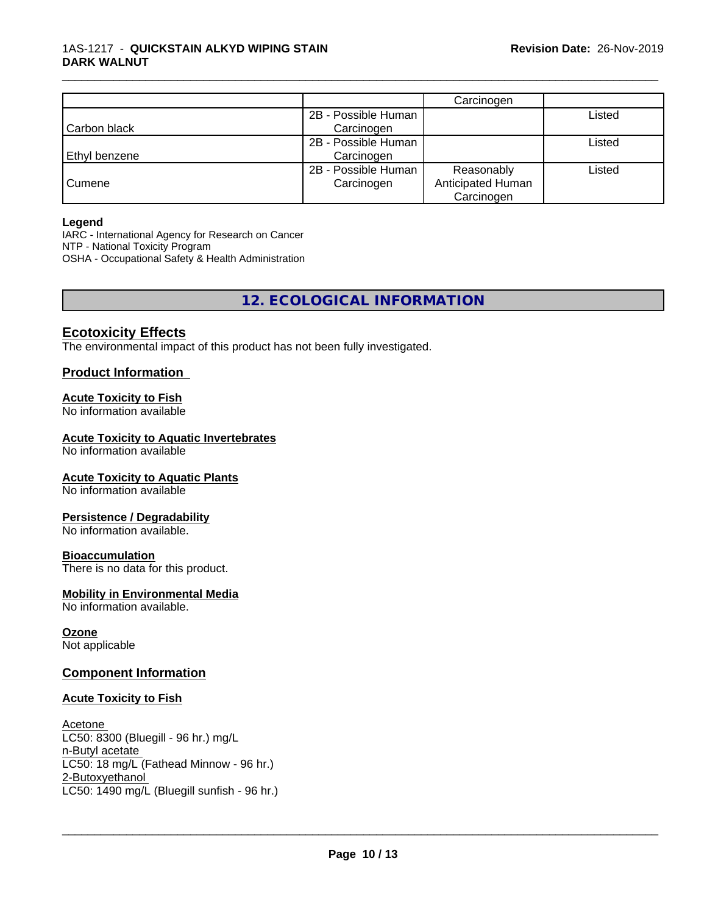| | | Carcinogen | |
|---|---|---|---|
| Carbon black | 2B - Possible Human Carcinogen | | Listed |
| Ethyl benzene | 2B - Possible Human Carcinogen | | Listed |
| Cumene | 2B - Possible Human Carcinogen | Reasonably Anticipated Human Carcinogen | Listed |

**Legend**
IARC - International Agency for Research on Cancer
NTP - National Toxicity Program
OSHA - Occupational Safety & Health Administration

## 12. ECOLOGICAL INFORMATION

### Ecotoxicity Effects

The environmental impact of this product has not been fully investigated.

### Product Information

**Acute Toxicity to Fish**
No information available

**Acute Toxicity to Aquatic Invertebrates**
No information available

**Acute Toxicity to Aquatic Plants**
No information available

**Persistence / Degradability**
No information available.

**Bioaccumulation**
There is no data for this product.

**Mobility in Environmental Media**
No information available.

**Ozone**
Not applicable

### Component Information

**Acute Toxicity to Fish**

Acetone
LC50: 8300 (Bluegill - 96 hr.) mg/L
n-Butyl acetate
LC50: 18 mg/L (Fathead Minnow - 96 hr.)
2-Butoxyethanol
LC50: 1490 mg/L (Bluegill sunfish - 96 hr.)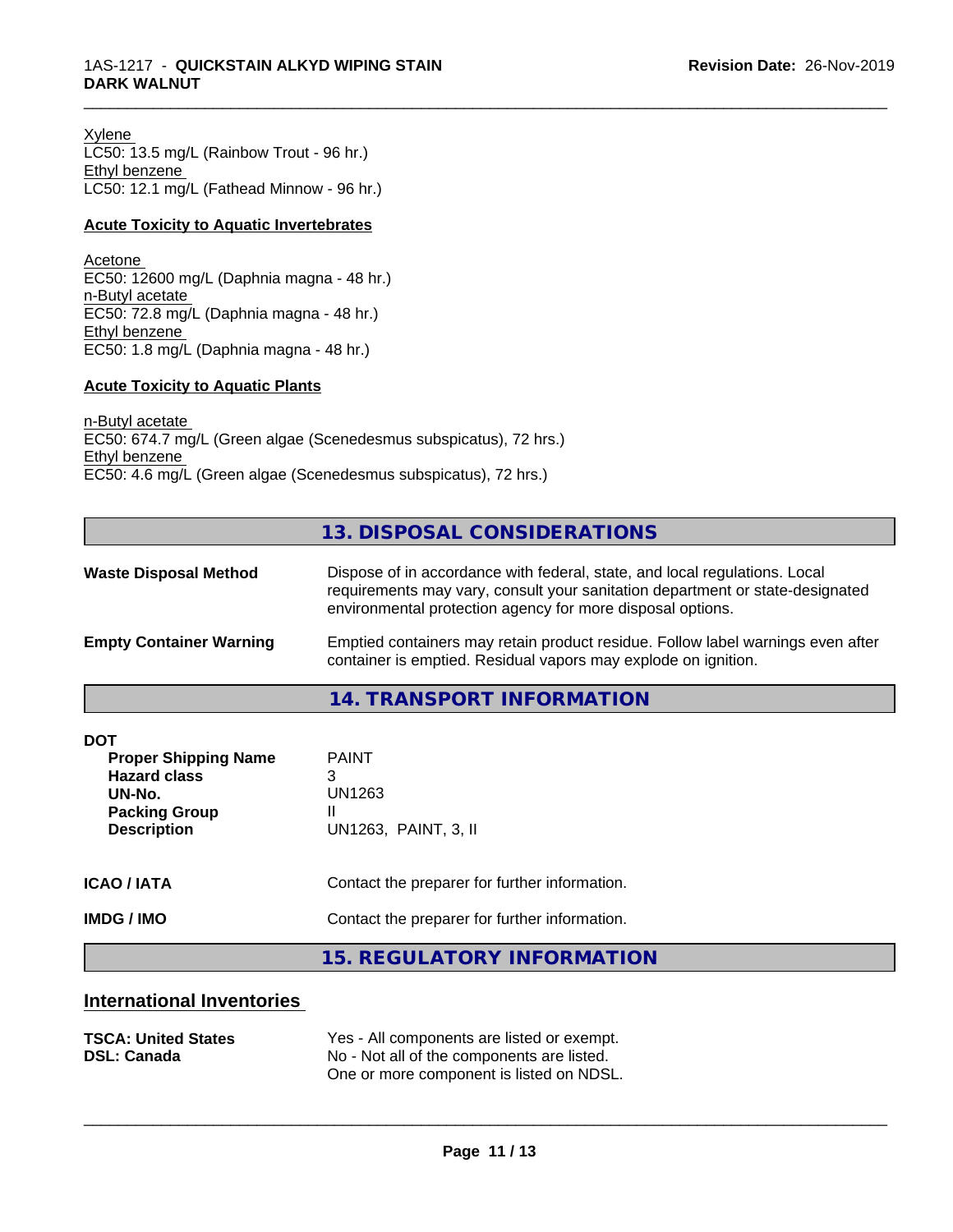Xylene
LC50: 13.5 mg/L (Rainbow Trout - 96 hr.)
Ethyl benzene
LC50: 12.1 mg/L (Fathead Minnow - 96 hr.)

**Acute Toxicity to Aquatic Invertebrates**

Acetone
EC50: 12600 mg/L (Daphnia magna - 48 hr.)
n-Butyl acetate
EC50: 72.8 mg/L (Daphnia magna - 48 hr.)
Ethyl benzene
EC50: 1.8 mg/L (Daphnia magna - 48 hr.)

**Acute Toxicity to Aquatic Plants**

n-Butyl acetate
EC50: 674.7 mg/L (Green algae (Scenedesmus subspicatus), 72 hrs.)
Ethyl benzene
EC50: 4.6 mg/L (Green algae (Scenedesmus subspicatus), 72 hrs.)

## 13. DISPOSAL CONSIDERATIONS

**Waste Disposal Method** Dispose of in accordance with federal, state, and local regulations. Local requirements may vary, consult your sanitation department or state-designated environmental protection agency for more disposal options.

**Empty Container Warning** Emptied containers may retain product residue. Follow label warnings even after container is emptied. Residual vapors may explode on ignition.

## 14. TRANSPORT INFORMATION

**DOT**

| | |
|---|---|
| **Proper Shipping Name** | PAINT |
| **Hazard class** | 3 |
| **UN-No.** | UN1263 |
| **Packing Group** | II |
| **Description** | UN1263, PAINT, 3, II |

**ICAO / IATA** Contact the preparer for further information.

**IMDG / IMO** Contact the preparer for further information.

## 15. REGULATORY INFORMATION

### International Inventories

| | |
|---|---|
| **TSCA: United States** | Yes - All components are listed or exempt. |
| **DSL: Canada** | No - Not all of the components are listed. One or more component is listed on NDSL. |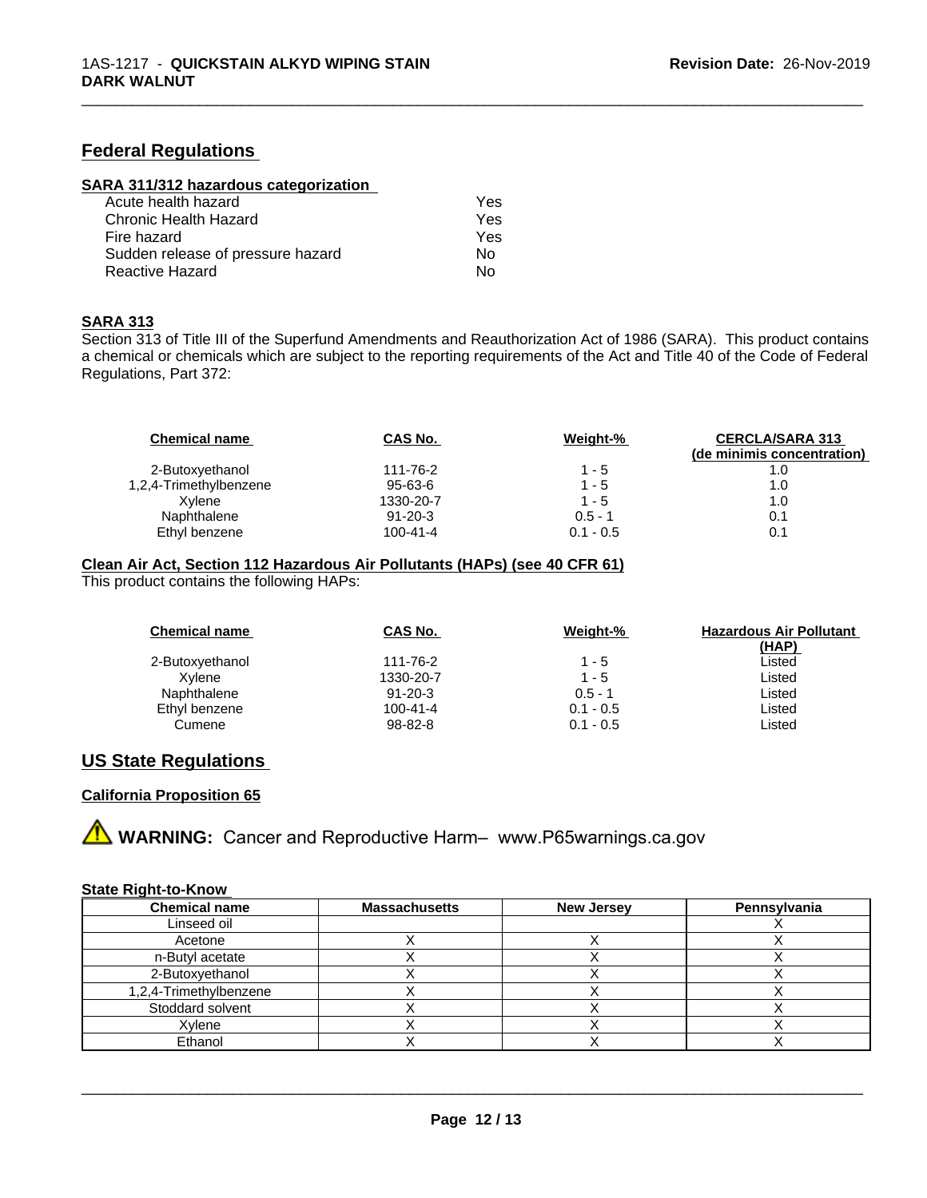## Federal Regulations

**SARA 311/312 hazardous categorization**

| | |
|---|---|
| Acute health hazard | Yes |
| Chronic Health Hazard | Yes |
| Fire hazard | Yes |
| Sudden release of pressure hazard | No |
| Reactive Hazard | No |

**SARA 313**

Section 313 of Title III of the Superfund Amendments and Reauthorization Act of 1986 (SARA). This product contains a chemical or chemicals which are subject to the reporting requirements of the Act and Title 40 of the Code of Federal Regulations, Part 372:

| Chemical name | CAS No. | Weight-% | CERCLA/SARA 313 (de minimis concentration) |
|---|---|---|---|
| 2-Butoxyethanol | 111-76-2 | 1 - 5 | 1.0 |
| 1,2,4-Trimethylbenzene | 95-63-6 | 1 - 5 | 1.0 |
| Xylene | 1330-20-7 | 1 - 5 | 1.0 |
| Naphthalene | 91-20-3 | 0.5 - 1 | 0.1 |
| Ethyl benzene | 100-41-4 | 0.1 - 0.5 | 0.1 |

**Clean Air Act, Section 112 Hazardous Air Pollutants (HAPs) (see 40 CFR 61)**

This product contains the following HAPs:

| Chemical name | CAS No. | Weight-% | Hazardous Air Pollutant (HAP) |
|---|---|---|---|
| 2-Butoxyethanol | 111-76-2 | 1 - 5 | Listed |
| Xylene | 1330-20-7 | 1 - 5 | Listed |
| Naphthalene | 91-20-3 | 0.5 - 1 | Listed |
| Ethyl benzene | 100-41-4 | 0.1 - 0.5 | Listed |
| Cumene | 98-82-8 | 0.1 - 0.5 | Listed |

## US State Regulations

**California Proposition 65**

⚠ **WARNING:** Cancer and Reproductive Harm– www.P65warnings.ca.gov

**State Right-to-Know**

| Chemical name | Massachusetts | New Jersey | Pennsylvania |
|---|---|---|---|
| Linseed oil | | | X |
| Acetone | X | X | X |
| n-Butyl acetate | X | X | X |
| 2-Butoxyethanol | X | X | X |
| 1,2,4-Trimethylbenzene | X | X | X |
| Stoddard solvent | X | X | X |
| Xylene | X | X | X |
| Ethanol | X | X | X |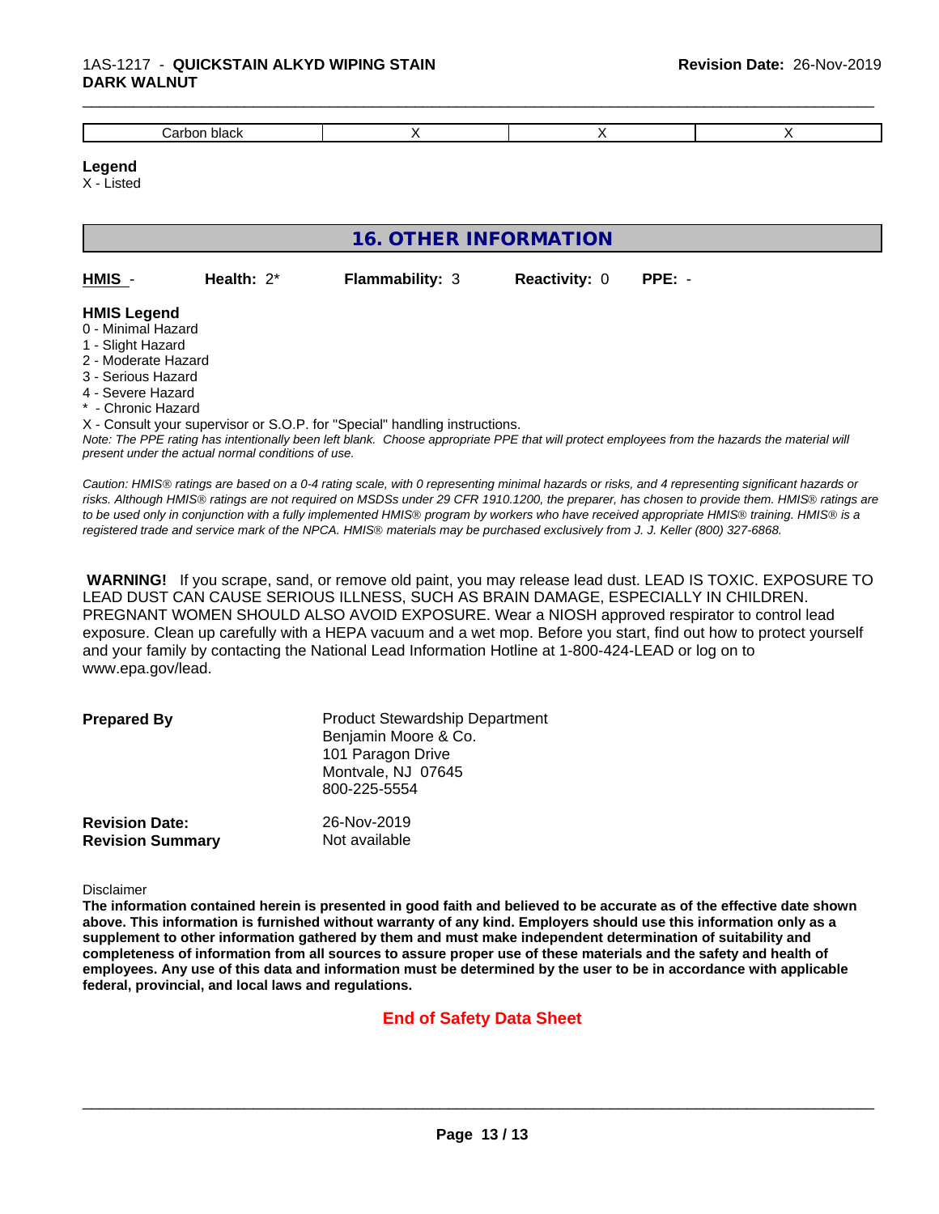| | | | |
|---|---|---|---|
| Carbon black | X | X | X |

**Legend**
X - Listed

## 16. OTHER INFORMATION

**HMIS** - **Health:** 2* **Flammability:** 3 **Reactivity:** 0 **PPE:** -

**HMIS Legend**
0 - Minimal Hazard
1 - Slight Hazard
2 - Moderate Hazard
3 - Serious Hazard
4 - Severe Hazard
* - Chronic Hazard
X - Consult your supervisor or S.O.P. for "Special" handling instructions.

*Note: The PPE rating has intentionally been left blank. Choose appropriate PPE that will protect employees from the hazards the material will present under the actual normal conditions of use.*

*Caution: HMIS® ratings are based on a 0-4 rating scale, with 0 representing minimal hazards or risks, and 4 representing significant hazards or risks. Although HMIS® ratings are not required on MSDSs under 29 CFR 1910.1200, the preparer, has chosen to provide them. HMIS® ratings are to be used only in conjunction with a fully implemented HMIS® program by workers who have received appropriate HMIS® training. HMIS® is a registered trade and service mark of the NPCA. HMIS® materials may be purchased exclusively from J. J. Keller (800) 327-6868.*

**WARNING!** If you scrape, sand, or remove old paint, you may release lead dust. LEAD IS TOXIC. EXPOSURE TO LEAD DUST CAN CAUSE SERIOUS ILLNESS, SUCH AS BRAIN DAMAGE, ESPECIALLY IN CHILDREN. PREGNANT WOMEN SHOULD ALSO AVOID EXPOSURE. Wear a NIOSH approved respirator to control lead exposure. Clean up carefully with a HEPA vacuum and a wet mop. Before you start, find out how to protect yourself and your family by contacting the National Lead Information Hotline at 1-800-424-LEAD or log on to www.epa.gov/lead.

**Prepared By**
Product Stewardship Department
Benjamin Moore & Co.
101 Paragon Drive
Montvale, NJ 07645
800-225-5554

**Revision Date:** 26-Nov-2019
**Revision Summary** Not available

Disclaimer
**The information contained herein is presented in good faith and believed to be accurate as of the effective date shown above. This information is furnished without warranty of any kind. Employers should use this information only as a supplement to other information gathered by them and must make independent determination of suitability and completeness of information from all sources to assure proper use of these materials and the safety and health of employees. Any use of this data and information must be determined by the user to be in accordance with applicable federal, provincial, and local laws and regulations.**

**End of Safety Data Sheet**